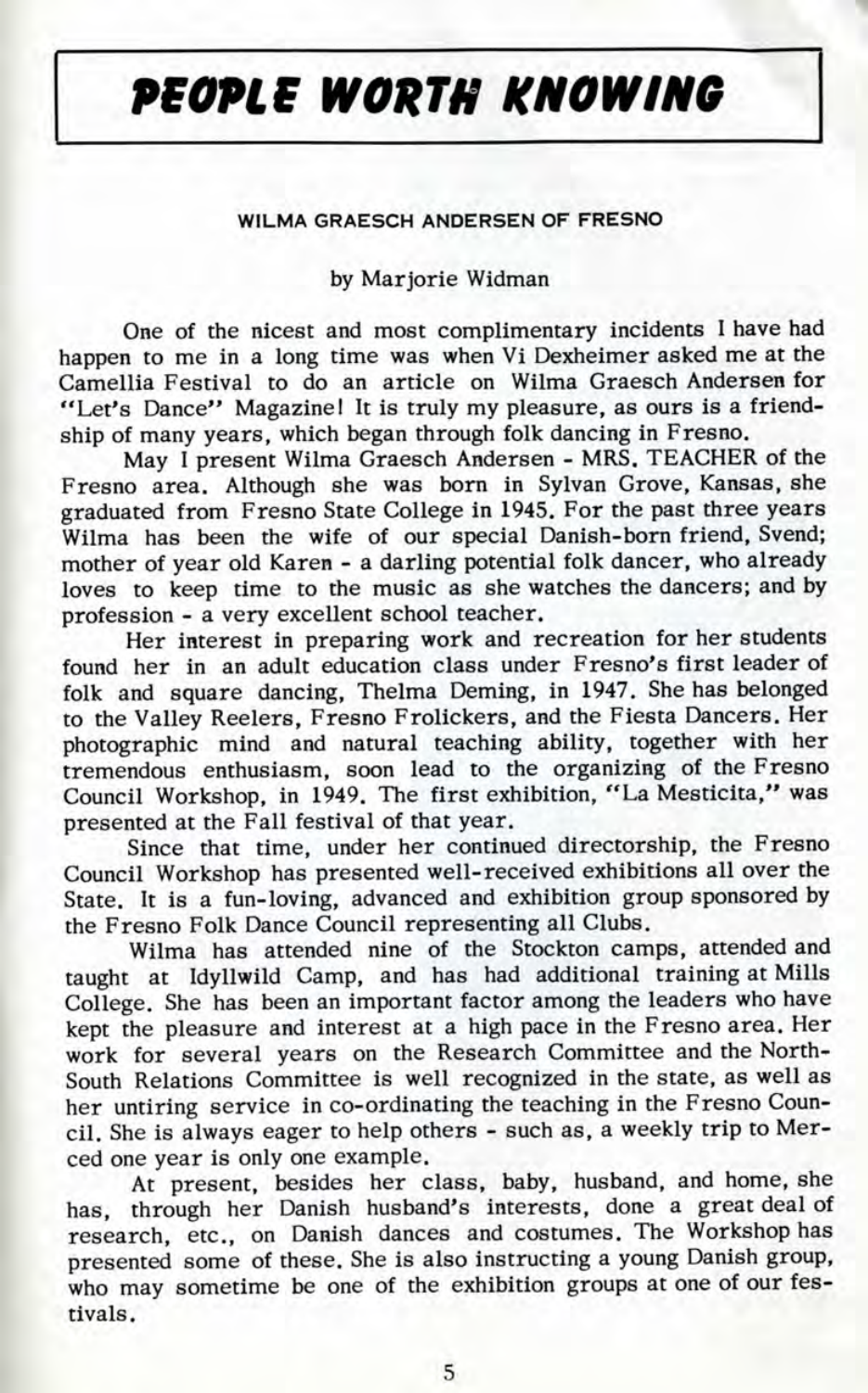# PEOPLE WORTH KNOWING

## WILMA GRAESCH ANDERSEN OF FRESNO

by Marjorie Widman

One of the nicest and most complimentary incidents I have had happen to me in a long time was when Vi Dexheimer asked me at the Camellia Festival to do an article on Wilma Graesch Andersen for "Let's Dance" Magazine! It is truly my pleasure, as ours is a friendship of many years, which began through folk dancing in Fresno.

May I present Wilma Graesch Andersen - MRS. TEACHER of the Fresno area. Although she was born in Sylvan Grove, Kansas, she graduated from Fresno State College in 1945. For the past three years Wilma has been the wife of our special Danish-born friend, Svend; mother of year old Karen - a darling potential folk dancer, who already loves to keep time to the music as she watches the dancers; and by profession - a very excellent school teacher.

Her interest in preparing work and recreation for her students found her in an adult education class under Fresno's first leader of folk and square dancing, Thelma Deming, in 1947. She has belonged to the Valley Reelers, Fresno Frolickers, and the Fiesta Dancers. Her photographic mind and natural teaching ability, together with her tremendous enthusiasm, soon lead to the organizing of the Fresno Council Workshop, in 1949. The first exhibition, "La Mesticita," was presented at the Fall festival of that year.

Since that time, under her continued directorship, the Fresno Council Workshop has presented well-received exhibitions all over the State. It is a fun-loving, advanced and exhibition group sponsored by the Fresno Folk Dance Council representing all Clubs.

Wilma has attended nine of the Stockton camps, attended and taught at Idyllwild Camp, and has had additional training at Mills College. She has been an important factor among the leaders who have kept the pleasure and interest at a high pace in the Fresno area. Her work for several years on the Research Committee and the North-South Relations Committee is well recognized in the state, as well as her untiring service in co-ordinating the teaching in the Fresno Council. She is always eager to help others - such as, a weekly trip to Merced one year is only one example.

At present, besides her class, baby, husband, and home, she has, through her Danish husband's interests, done a great deal of research, etc., on Danish dances and costumes. The Workshop has presented some of these. She is also instructing a young Danish group, who may sometime be one of the exhibition groups at one of our festivals.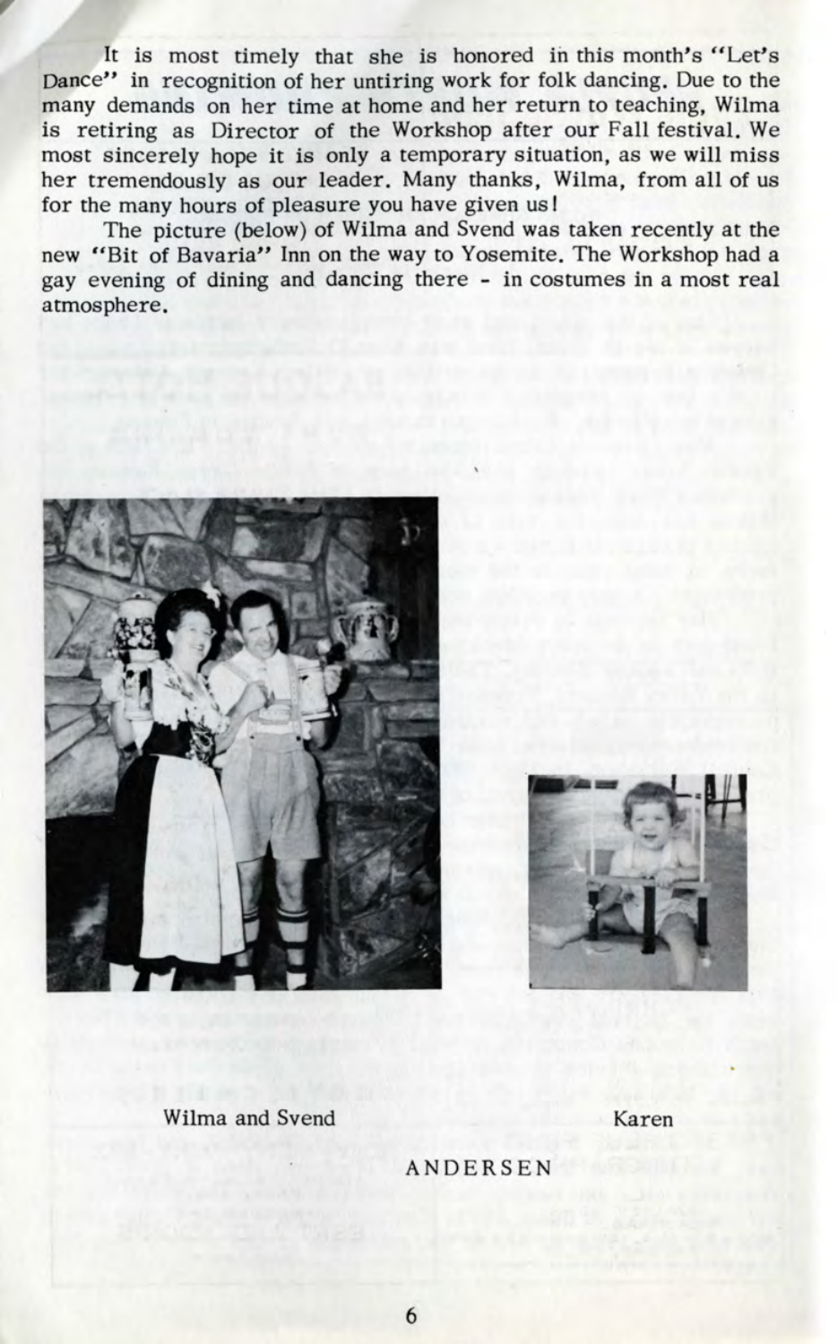It is most timely that she is honored in this month's "Let's Dance" in recognition of her untiring work for folk dancing. Due to the many demands on her time at home and her return to teaching, Wilma is retiring as Director of the Workshop after our Fall festival. We most sincerely hope it is only a temporary situation, as we will miss her tremendously as our leader. Many thanks, Wilma, from all of us for the many hours of pleasure you have given us!

The picture (below) of Wilma and Svend was taken recently at the new "Bit of Bavaria" Inn on the way to Yosemite. The Workshop had a gay evening of dining and dancing there - in costumes in a most real atmosphere.

Wilma and Svend

Karen

ANDERSEN